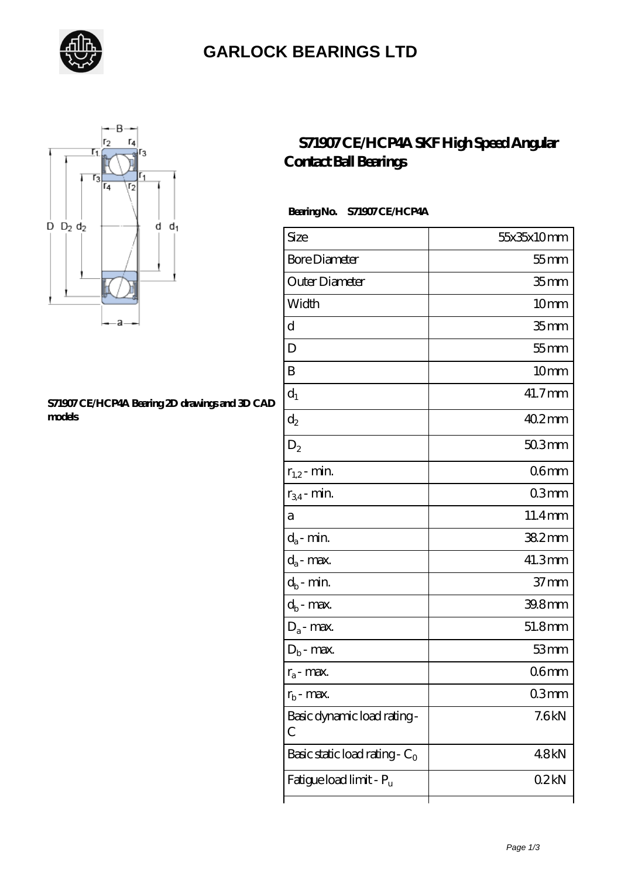# GARLOCK BEARINGS LTD

## S71907 CE/HCP4A SKF High Speed Angular Contact Ball Bearings

S71907 CE/HCP4A Bearing 2D drawings and 3D CAD models

**Bearing No. S71907 CE/HCP4A**

| | |
|---|---|
| Size | 55x35x10 mm |
| Bore Diameter | 55 mm |
| Outer Diameter | 35 mm |
| Width | 10 mm |
| d | 35 mm |
| D | 55 mm |
| B | 10 mm |
| $d_1$ | 41.7 mm |
| $d_2$ | 40.2 mm |
| $D_2$ | 50.3 mm |
| $r_{1,2}$ - min. | 0.6 mm |
| $r_{3,4}$ - min. | 0.3 mm |
| a | 11.4 mm |
| $d_a$ - min. | 38.2 mm |
| $d_a$ - max. | 41.3 mm |
| $d_b$ - min. | 37 mm |
| $d_b$ - max. | 39.8 mm |
| $D_a$ - max. | 51.8 mm |
| $D_b$ - max. | 53 mm |
| $r_a$ - max. | 0.6 mm |
| $r_b$ - max. | 0.3 mm |
| Basic dynamic load rating - C | 7.6 kN |
| Basic static load rating - $C_0$ | 4.8 kN |
| Fatigue load limit - $P_u$ | 0.2 kN |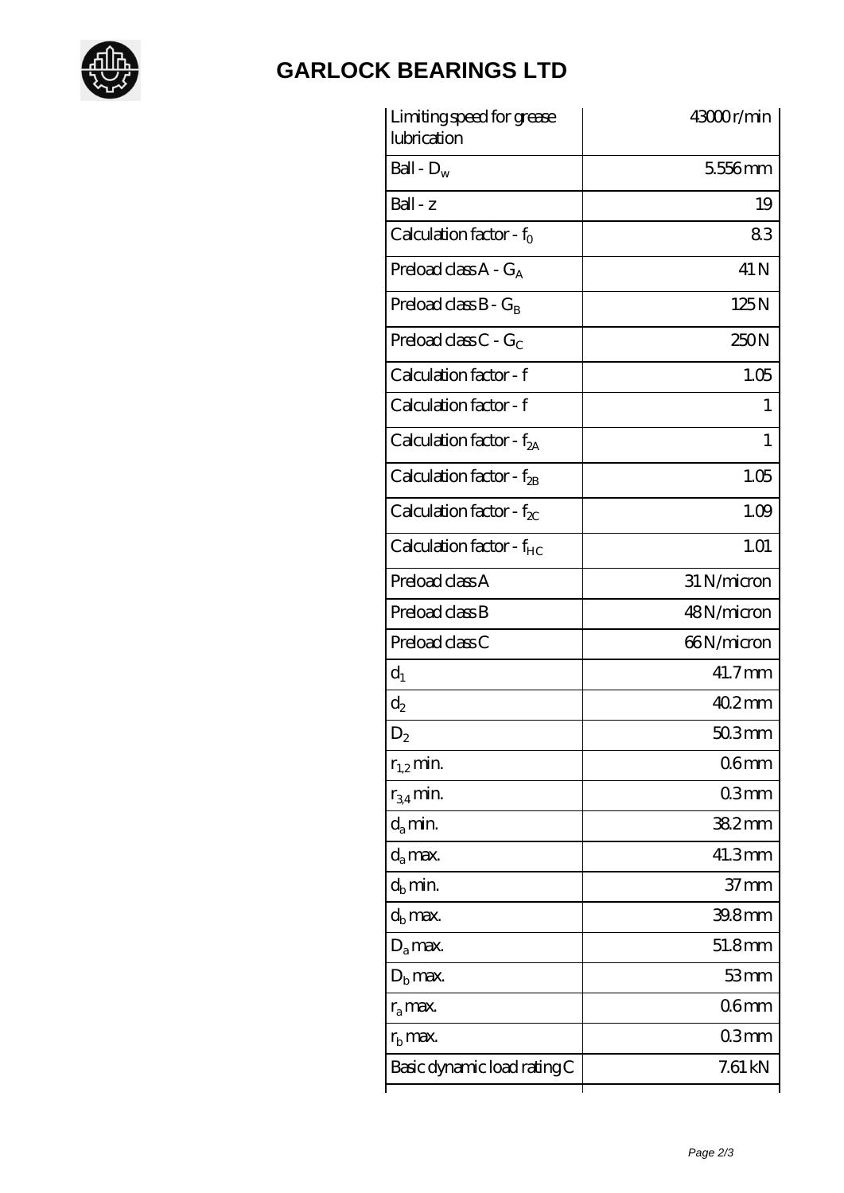# GARLOCK BEARINGS LTD

| | |
|---|---|
| Limiting speed for grease lubrication | 43000 r/min |
| Ball - $D_w$ | 5.556 mm |
| Ball - z | 19 |
| Calculation factor - $f_0$ | 8.3 |
| Preload class A - $G_A$ | 41 N |
| Preload class B - $G_B$ | 125 N |
| Preload class C - $G_C$ | 250 N |
| Calculation factor - f | 1.05 |
| Calculation factor - f | 1 |
| Calculation factor - $f_{2A}$ | 1 |
| Calculation factor - $f_{2B}$ | 1.05 |
| Calculation factor - $f_{2C}$ | 1.09 |
| Calculation factor - $f_{HC}$ | 1.01 |
| Preload class A | 31 N/micron |
| Preload class B | 48 N/micron |
| Preload class C | 66 N/micron |
| $d_1$ | 41.7 mm |
| $d_2$ | 40.2 mm |
| $D_2$ | 50.3 mm |
| $r_{1,2}$ min. | 0.6 mm |
| $r_{3,4}$ min. | 0.3 mm |
| $d_a$ min. | 38.2 mm |
| $d_a$ max. | 41.3 mm |
| $d_b$ min. | 37 mm |
| $d_b$ max. | 39.8 mm |
| $D_a$ max. | 51.8 mm |
| $D_b$ max. | 53 mm |
| $r_a$ max. | 0.6 mm |
| $r_b$ max. | 0.3 mm |
| Basic dynamic load rating C | 7.61 kN |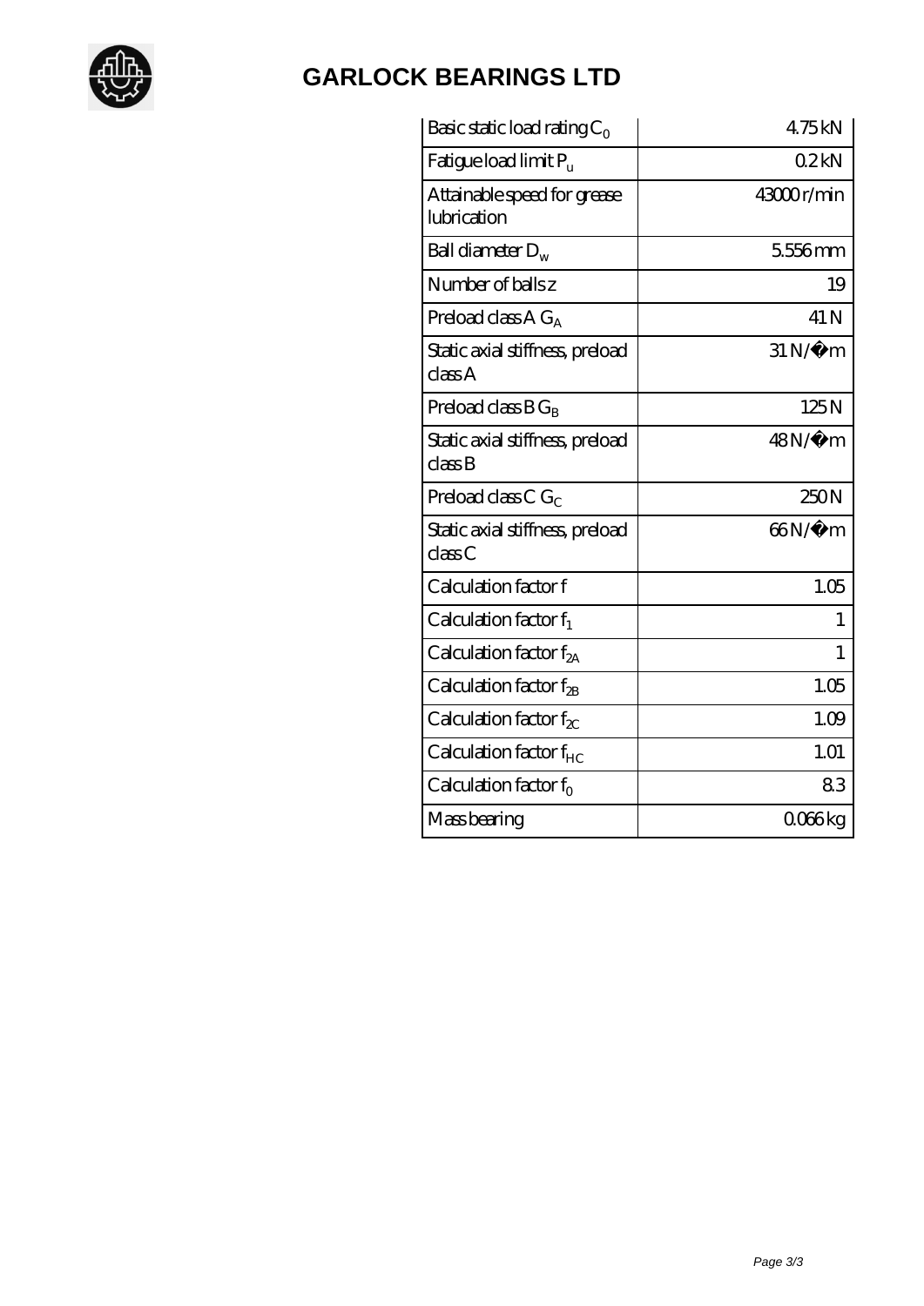# GARLOCK BEARINGS LTD

| | |
|---|---|
| Basic static load rating $C_0$ | 4.75 kN |
| Fatigue load limit $P_u$ | 0.2 kN |
| Attainable speed for grease lubrication | 43000 r/min |
| Ball diameter $D_w$ | 5.556 mm |
| Number of balls z | 19 |
| Preload class A $G_A$ | 41 N |
| Static axial stiffness, preload class A | 31 N/�m |
| Preload class B $G_B$ | 125 N |
| Static axial stiffness, preload class B | 48 N/�m |
| Preload class C $G_C$ | 250 N |
| Static axial stiffness, preload class C | 66 N/�m |
| Calculation factor f | 1.05 |
| Calculation factor $f_1$ | 1 |
| Calculation factor $f_{2A}$ | 1 |
| Calculation factor $f_{2B}$ | 1.05 |
| Calculation factor $f_{2C}$ | 1.09 |
| Calculation factor $f_{HC}$ | 1.01 |
| Calculation factor $f_0$ | 8.3 |
| Mass bearing | 0.066 kg |